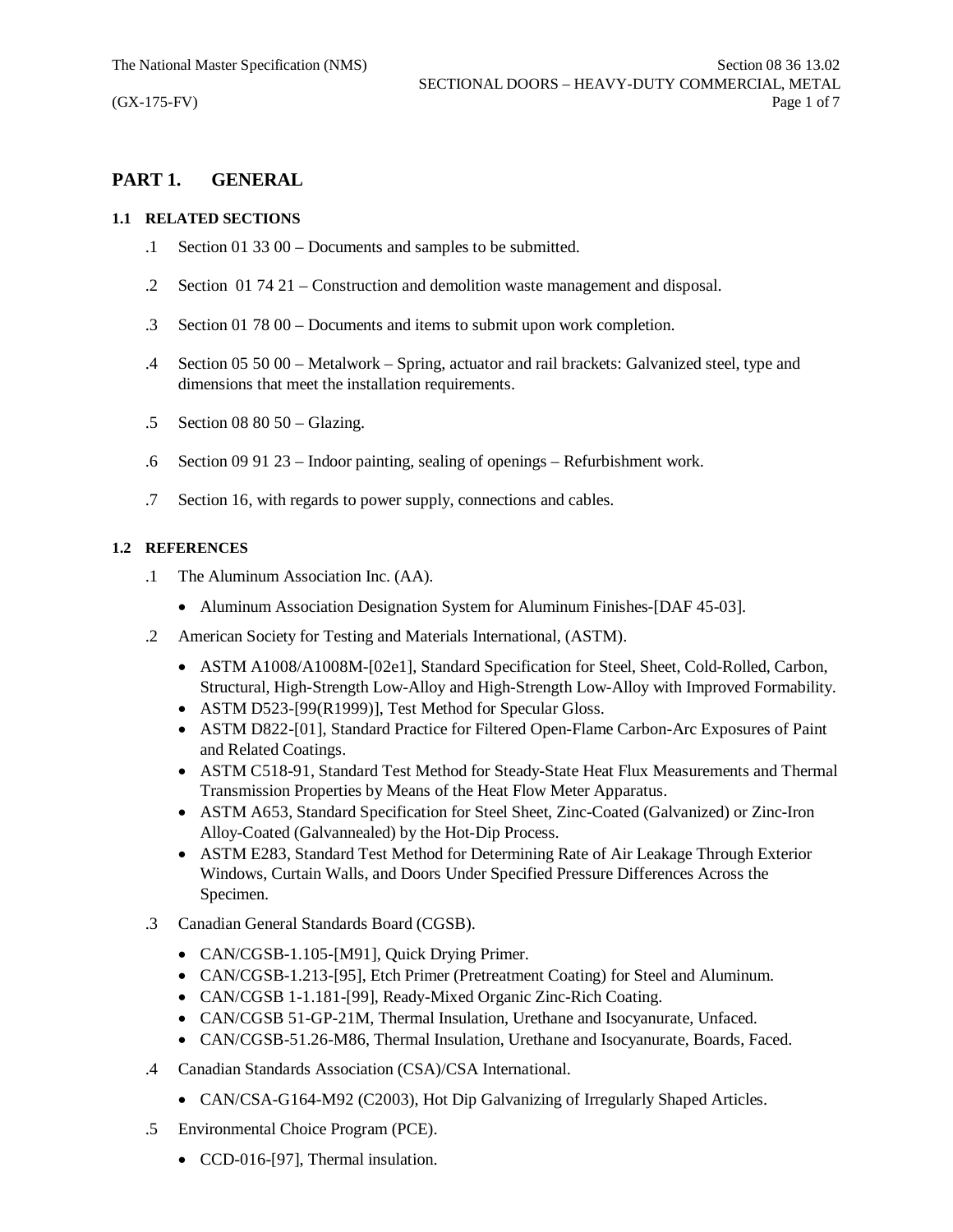# PART 1. GENERAL

### 1.1 RELATED SECTIONS

.1 Section 01 33 00 – Documents and samples to be submitted.

.2 Section 01 74 21 – Construction and demolition waste management and disposal.

.3 Section 01 78 00 – Documents and items to submit upon work completion.

.4 Section 05 50 00 – Metalwork – Spring, actuator and rail brackets: Galvanized steel, type and dimensions that meet the installation requirements.

.5 Section 08 80 50 – Glazing.

.6 Section 09 91 23 – Indoor painting, sealing of openings – Refurbishment work.

.7 Section 16, with regards to power supply, connections and cables.

### 1.2 REFERENCES

.1 The Aluminum Association Inc. (AA).

- Aluminum Association Designation System for Aluminum Finishes-[DAF 45-03].

.2 American Society for Testing and Materials International, (ASTM).

- ASTM A1008/A1008M-[02e1], Standard Specification for Steel, Sheet, Cold-Rolled, Carbon, Structural, High-Strength Low-Alloy and High-Strength Low-Alloy with Improved Formability.
- ASTM D523-[99(R1999)], Test Method for Specular Gloss.
- ASTM D822-[01], Standard Practice for Filtered Open-Flame Carbon-Arc Exposures of Paint and Related Coatings.
- ASTM C518-91, Standard Test Method for Steady-State Heat Flux Measurements and Thermal Transmission Properties by Means of the Heat Flow Meter Apparatus.
- ASTM A653, Standard Specification for Steel Sheet, Zinc-Coated (Galvanized) or Zinc-Iron Alloy-Coated (Galvannealed) by the Hot-Dip Process.
- ASTM E283, Standard Test Method for Determining Rate of Air Leakage Through Exterior Windows, Curtain Walls, and Doors Under Specified Pressure Differences Across the Specimen.

.3 Canadian General Standards Board (CGSB).

- CAN/CGSB-1.105-[M91], Quick Drying Primer.
- CAN/CGSB-1.213-[95], Etch Primer (Pretreatment Coating) for Steel and Aluminum.
- CAN/CGSB 1-1.181-[99], Ready-Mixed Organic Zinc-Rich Coating.
- CAN/CGSB 51-GP-21M, Thermal Insulation, Urethane and Isocyanurate, Unfaced.
- CAN/CGSB-51.26-M86, Thermal Insulation, Urethane and Isocyanurate, Boards, Faced.

.4 Canadian Standards Association (CSA)/CSA International.

- CAN/CSA-G164-M92 (C2003), Hot Dip Galvanizing of Irregularly Shaped Articles.

.5 Environmental Choice Program (PCE).

- CCD-016-[97], Thermal insulation.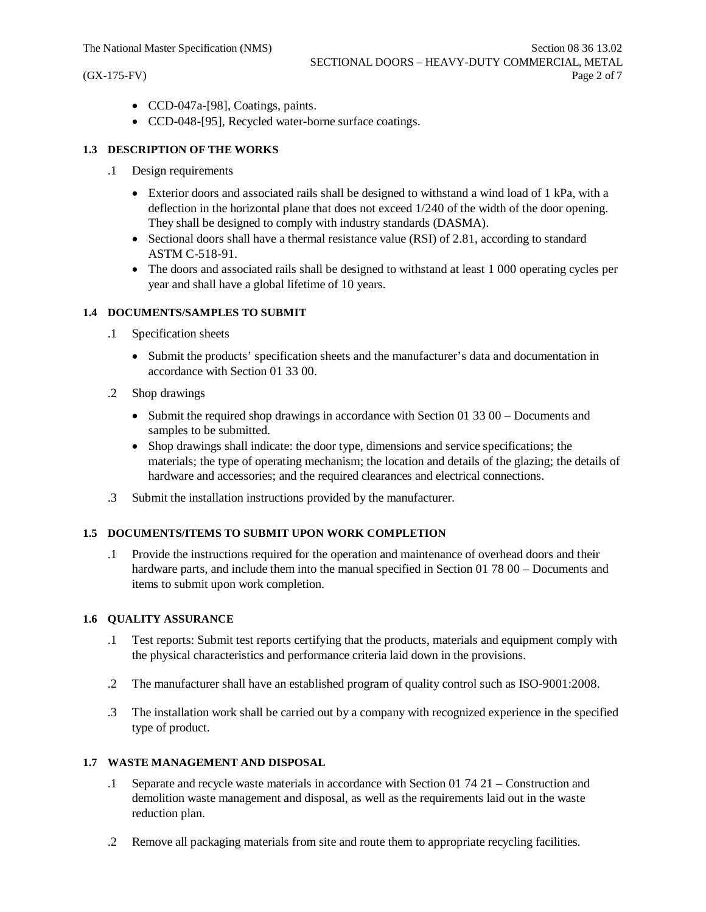- CCD-047a-[98], Coatings, paints.
- CCD-048-[95], Recycled water-borne surface coatings.

### 1.3 DESCRIPTION OF THE WORKS

.1 Design requirements

- Exterior doors and associated rails shall be designed to withstand a wind load of 1 kPa, with a deflection in the horizontal plane that does not exceed 1/240 of the width of the door opening. They shall be designed to comply with industry standards (DASMA).
- Sectional doors shall have a thermal resistance value (RSI) of 2.81, according to standard ASTM C-518-91.
- The doors and associated rails shall be designed to withstand at least 1 000 operating cycles per year and shall have a global lifetime of 10 years.

### 1.4 DOCUMENTS/SAMPLES TO SUBMIT

.1 Specification sheets

- Submit the products' specification sheets and the manufacturer's data and documentation in accordance with Section 01 33 00.

.2 Shop drawings

- Submit the required shop drawings in accordance with Section 01 33 00 – Documents and samples to be submitted.
- Shop drawings shall indicate: the door type, dimensions and service specifications; the materials; the type of operating mechanism; the location and details of the glazing; the details of hardware and accessories; and the required clearances and electrical connections.

.3 Submit the installation instructions provided by the manufacturer.

### 1.5 DOCUMENTS/ITEMS TO SUBMIT UPON WORK COMPLETION

.1 Provide the instructions required for the operation and maintenance of overhead doors and their hardware parts, and include them into the manual specified in Section 01 78 00 – Documents and items to submit upon work completion.

### 1.6 QUALITY ASSURANCE

.1 Test reports: Submit test reports certifying that the products, materials and equipment comply with the physical characteristics and performance criteria laid down in the provisions.

.2 The manufacturer shall have an established program of quality control such as ISO-9001:2008.

.3 The installation work shall be carried out by a company with recognized experience in the specified type of product.

### 1.7 WASTE MANAGEMENT AND DISPOSAL

.1 Separate and recycle waste materials in accordance with Section 01 74 21 – Construction and demolition waste management and disposal, as well as the requirements laid out in the waste reduction plan.

.2 Remove all packaging materials from site and route them to appropriate recycling facilities.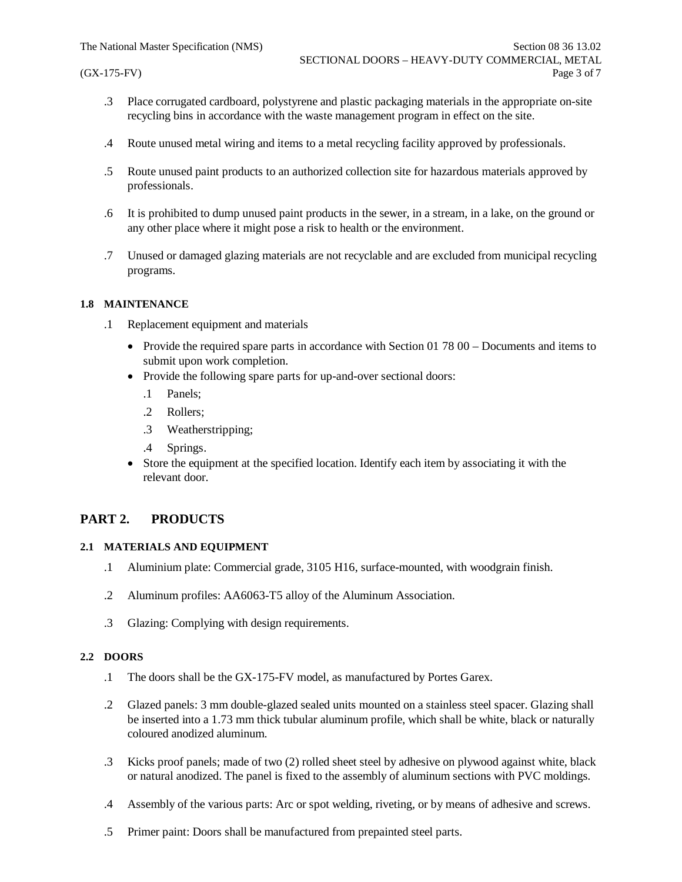.3 Place corrugated cardboard, polystyrene and plastic packaging materials in the appropriate on-site recycling bins in accordance with the waste management program in effect on the site.

.4 Route unused metal wiring and items to a metal recycling facility approved by professionals.

.5 Route unused paint products to an authorized collection site for hazardous materials approved by professionals.

.6 It is prohibited to dump unused paint products in the sewer, in a stream, in a lake, on the ground or any other place where it might pose a risk to health or the environment.

.7 Unused or damaged glazing materials are not recyclable and are excluded from municipal recycling programs.

### 1.8 MAINTENANCE

.1 Replacement equipment and materials

- Provide the required spare parts in accordance with Section 01 78 00 – Documents and items to submit upon work completion.
- Provide the following spare parts for up-and-over sectional doors:
  - .1 Panels;
  - .2 Rollers;
  - .3 Weatherstripping;
  - .4 Springs.
- Store the equipment at the specified location. Identify each item by associating it with the relevant door.

## PART 2. PRODUCTS

### 2.1 MATERIALS AND EQUIPMENT

.1 Aluminium plate: Commercial grade, 3105 H16, surface-mounted, with woodgrain finish.

.2 Aluminum profiles: AA6063-T5 alloy of the Aluminum Association.

.3 Glazing: Complying with design requirements.

### 2.2 DOORS

.1 The doors shall be the GX-175-FV model, as manufactured by Portes Garex.

.2 Glazed panels: 3 mm double-glazed sealed units mounted on a stainless steel spacer. Glazing shall be inserted into a 1.73 mm thick tubular aluminum profile, which shall be white, black or naturally coloured anodized aluminum.

.3 Kicks proof panels; made of two (2) rolled sheet steel by adhesive on plywood against white, black or natural anodized. The panel is fixed to the assembly of aluminum sections with PVC moldings.

.4 Assembly of the various parts: Arc or spot welding, riveting, or by means of adhesive and screws.

.5 Primer paint: Doors shall be manufactured from prepainted steel parts.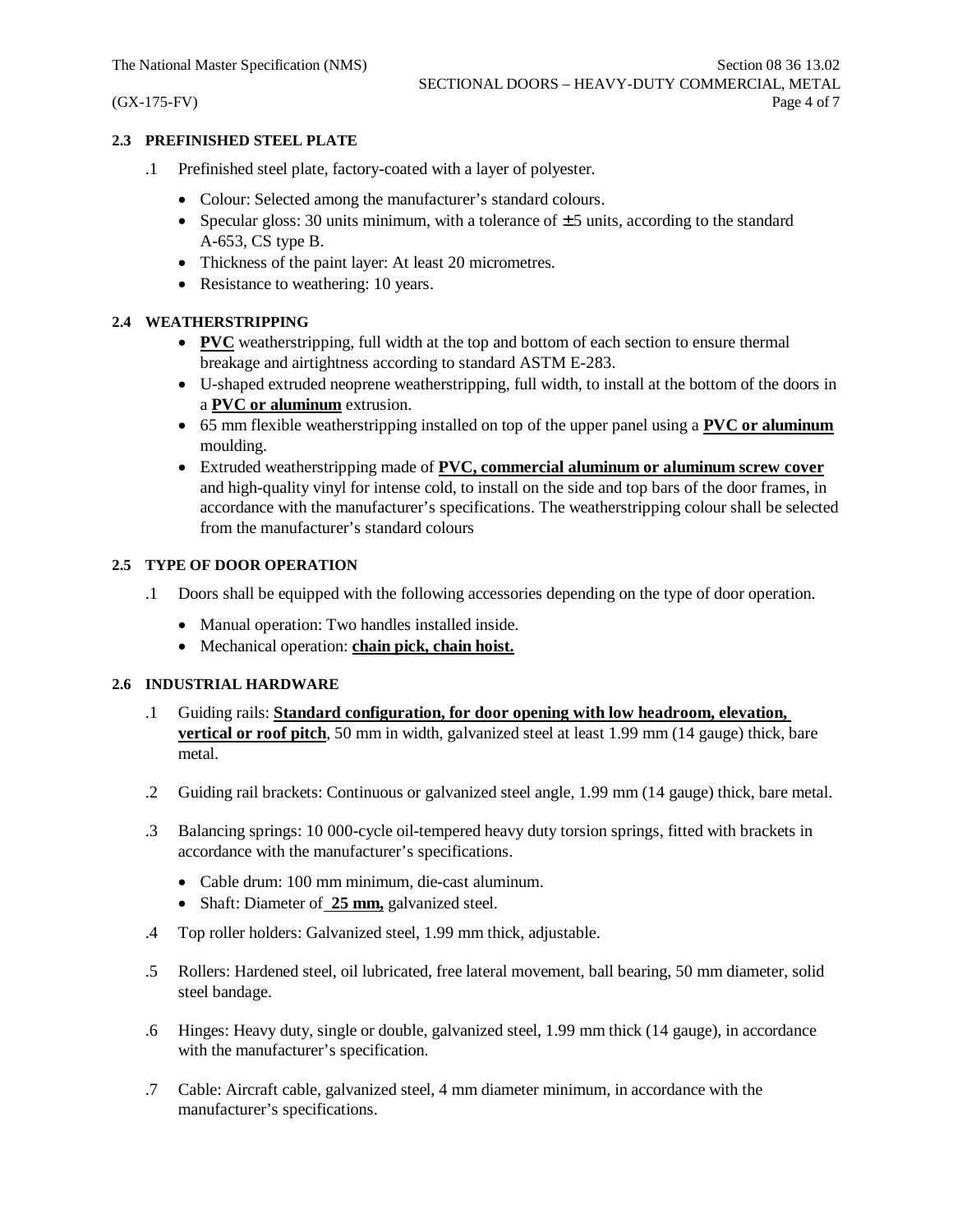**2.3 PREFINISHED STEEL PLATE**

.1 Prefinished steel plate, factory-coated with a layer of polyester.

- Colour: Selected among the manufacturer's standard colours.
- Specular gloss: 30 units minimum, with a tolerance of ±5 units, according to the standard A-653, CS type B.
- Thickness of the paint layer: At least 20 micrometres.
- Resistance to weathering: 10 years.

**2.4 WEATHERSTRIPPING**

- **PVC** weatherstripping, full width at the top and bottom of each section to ensure thermal breakage and airtightness according to standard ASTM E-283.
- U-shaped extruded neoprene weatherstripping, full width, to install at the bottom of the doors in a **PVC or aluminum** extrusion.
- 65 mm flexible weatherstripping installed on top of the upper panel using a **PVC or aluminum** moulding.
- Extruded weatherstripping made of **PVC, commercial aluminum or aluminum screw cover** and high-quality vinyl for intense cold, to install on the side and top bars of the door frames, in accordance with the manufacturer's specifications. The weatherstripping colour shall be selected from the manufacturer's standard colours

**2.5 TYPE OF DOOR OPERATION**

.1 Doors shall be equipped with the following accessories depending on the type of door operation.

- Manual operation: Two handles installed inside.
- Mechanical operation: **chain pick, chain hoist.**

**2.6 INDUSTRIAL HARDWARE**

.1 Guiding rails: **Standard configuration, for door opening with low headroom, elevation, vertical or roof pitch**, 50 mm in width, galvanized steel at least 1.99 mm (14 gauge) thick, bare metal.

.2 Guiding rail brackets: Continuous or galvanized steel angle, 1.99 mm (14 gauge) thick, bare metal.

.3 Balancing springs: 10 000-cycle oil-tempered heavy duty torsion springs, fitted with brackets in accordance with the manufacturer's specifications.

- Cable drum: 100 mm minimum, die-cast aluminum.
- Shaft: Diameter of **25 mm,** galvanized steel.

.4 Top roller holders: Galvanized steel, 1.99 mm thick, adjustable.

.5 Rollers: Hardened steel, oil lubricated, free lateral movement, ball bearing, 50 mm diameter, solid steel bandage.

.6 Hinges: Heavy duty, single or double, galvanized steel, 1.99 mm thick (14 gauge), in accordance with the manufacturer's specification.

.7 Cable: Aircraft cable, galvanized steel, 4 mm diameter minimum, in accordance with the manufacturer's specifications.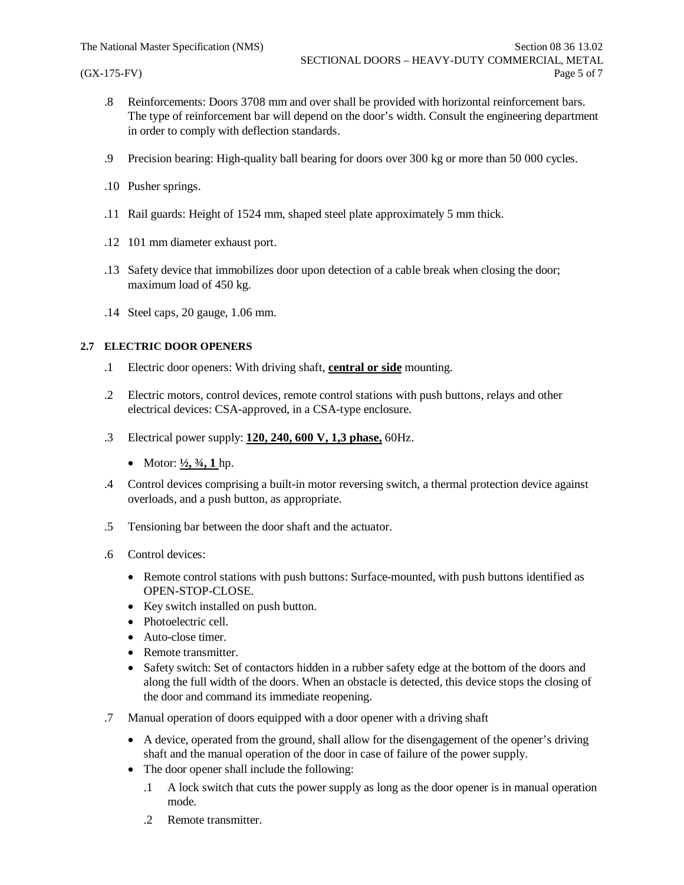.8 Reinforcements: Doors 3708 mm and over shall be provided with horizontal reinforcement bars. The type of reinforcement bar will depend on the door's width. Consult the engineering department in order to comply with deflection standards.

.9 Precision bearing: High-quality ball bearing for doors over 300 kg or more than 50 000 cycles.

.10 Pusher springs.

.11 Rail guards: Height of 1524 mm, shaped steel plate approximately 5 mm thick.

.12 101 mm diameter exhaust port.

.13 Safety device that immobilizes door upon detection of a cable break when closing the door; maximum load of 450 kg.

.14 Steel caps, 20 gauge, 1.06 mm.

**2.7 ELECTRIC DOOR OPENERS**

.1 Electric door openers: With driving shaft, **central or side** mounting.

.2 Electric motors, control devices, remote control stations with push buttons, relays and other electrical devices: CSA-approved, in a CSA-type enclosure.

.3 Electrical power supply: **120, 240, 600 V, 1,3 phase,** 60Hz.

- Motor: **½, ¾, 1** hp.

.4 Control devices comprising a built-in motor reversing switch, a thermal protection device against overloads, and a push button, as appropriate.

.5 Tensioning bar between the door shaft and the actuator.

.6 Control devices:

- Remote control stations with push buttons: Surface-mounted, with push buttons identified as OPEN-STOP-CLOSE.
- Key switch installed on push button.
- Photoelectric cell.
- Auto-close timer.
- Remote transmitter.
- Safety switch: Set of contactors hidden in a rubber safety edge at the bottom of the doors and along the full width of the doors. When an obstacle is detected, this device stops the closing of the door and command its immediate reopening.

.7 Manual operation of doors equipped with a door opener with a driving shaft

- A device, operated from the ground, shall allow for the disengagement of the opener's driving shaft and the manual operation of the door in case of failure of the power supply.
- The door opener shall include the following:
  - .1 A lock switch that cuts the power supply as long as the door opener is in manual operation mode.
  - .2 Remote transmitter.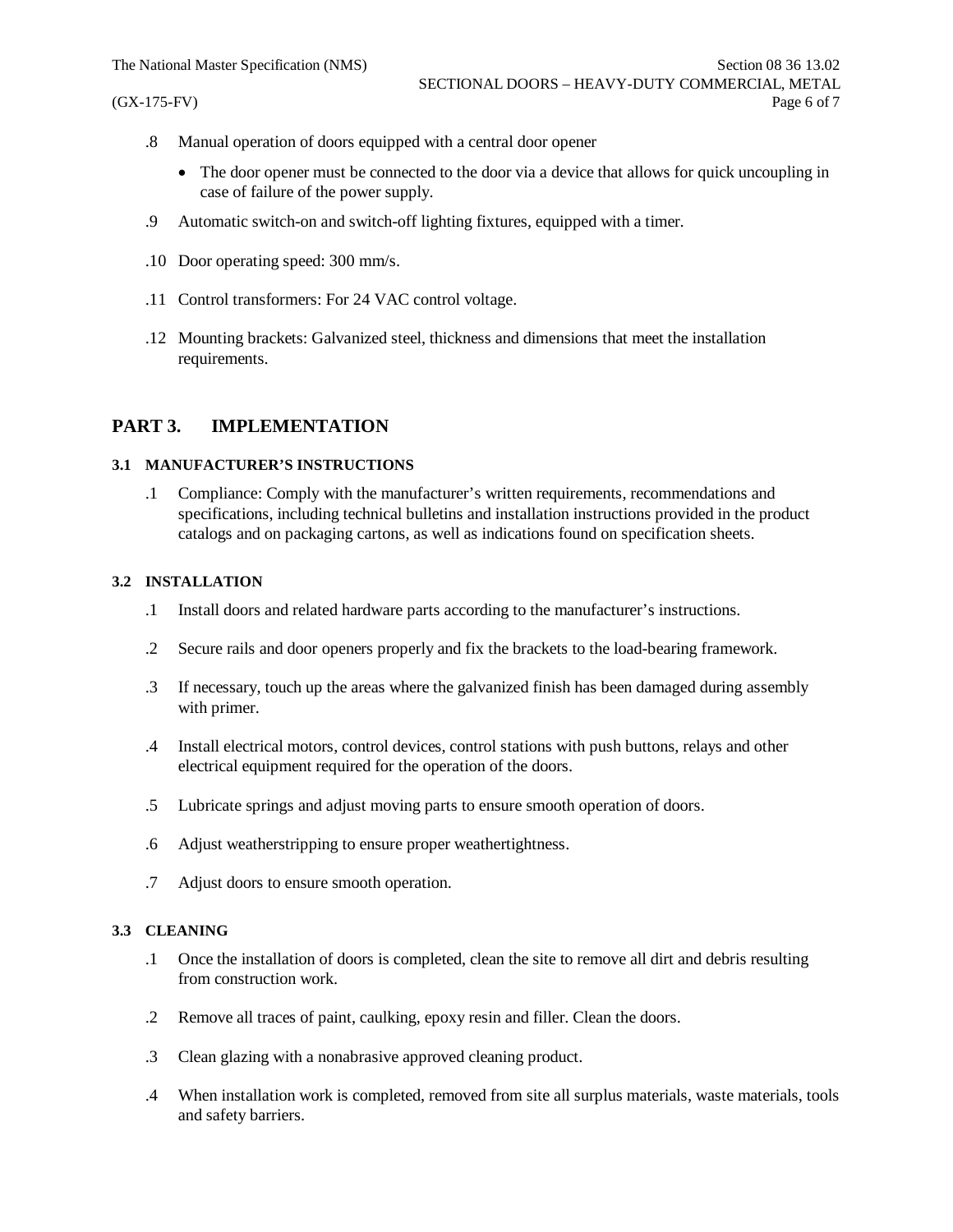.8 Manual operation of doors equipped with a central door opener

- The door opener must be connected to the door via a device that allows for quick uncoupling in case of failure of the power supply.

.9 Automatic switch-on and switch-off lighting fixtures, equipped with a timer.

.10 Door operating speed: 300 mm/s.

.11 Control transformers: For 24 VAC control voltage.

.12 Mounting brackets: Galvanized steel, thickness and dimensions that meet the installation requirements.

# PART 3. IMPLEMENTATION

### 3.1 MANUFACTURER'S INSTRUCTIONS

.1 Compliance: Comply with the manufacturer's written requirements, recommendations and specifications, including technical bulletins and installation instructions provided in the product catalogs and on packaging cartons, as well as indications found on specification sheets.

### 3.2 INSTALLATION

.1 Install doors and related hardware parts according to the manufacturer's instructions.

.2 Secure rails and door openers properly and fix the brackets to the load-bearing framework.

.3 If necessary, touch up the areas where the galvanized finish has been damaged during assembly with primer.

.4 Install electrical motors, control devices, control stations with push buttons, relays and other electrical equipment required for the operation of the doors.

.5 Lubricate springs and adjust moving parts to ensure smooth operation of doors.

.6 Adjust weatherstripping to ensure proper weathertightness.

.7 Adjust doors to ensure smooth operation.

### 3.3 CLEANING

.1 Once the installation of doors is completed, clean the site to remove all dirt and debris resulting from construction work.

.2 Remove all traces of paint, caulking, epoxy resin and filler. Clean the doors.

.3 Clean glazing with a nonabrasive approved cleaning product.

.4 When installation work is completed, removed from site all surplus materials, waste materials, tools and safety barriers.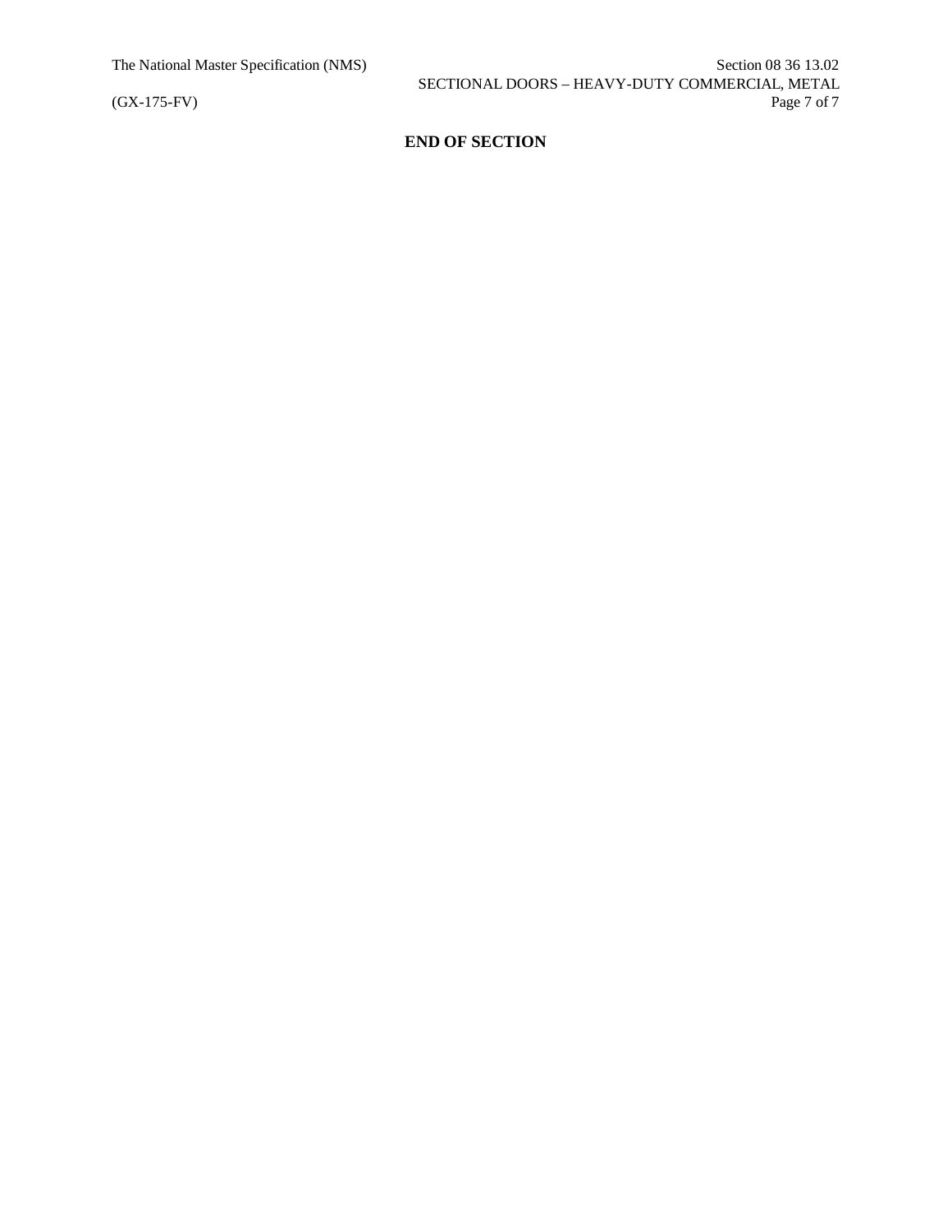**END OF SECTION**